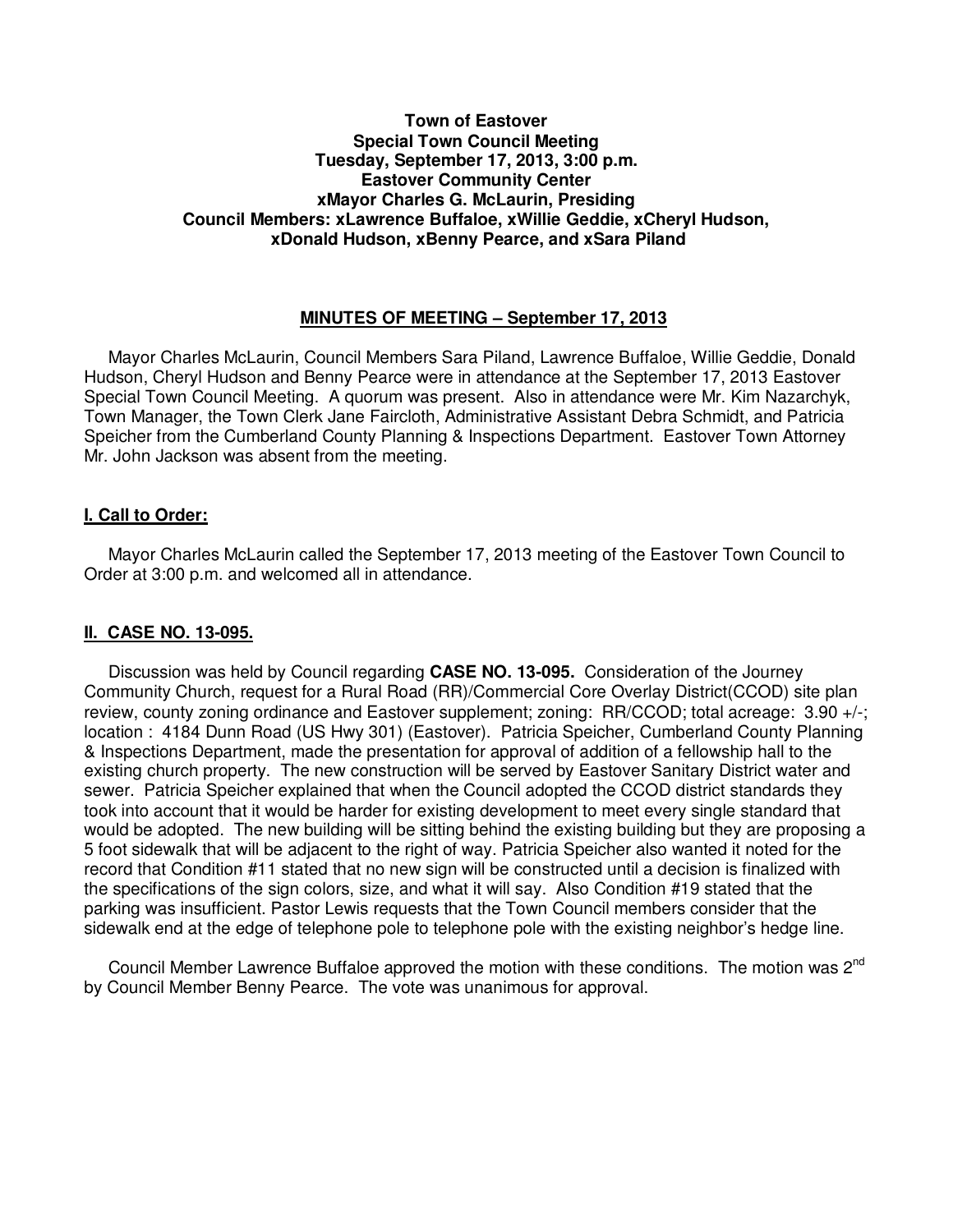**Town of Eastover**
**Special Town Council Meeting**
**Tuesday, September 17, 2013, 3:00 p.m.**
**Eastover Community Center**
**xMayor Charles G. McLaurin, Presiding**
**Council Members: xLawrence Buffaloe, xWillie Geddie, xCheryl Hudson, xDonald Hudson, xBenny Pearce, and xSara Piland**

## MINUTES OF MEETING – September 17, 2013

Mayor Charles McLaurin, Council Members Sara Piland, Lawrence Buffaloe, Willie Geddie, Donald Hudson, Cheryl Hudson and Benny Pearce were in attendance at the September 17, 2013 Eastover Special Town Council Meeting. A quorum was present. Also in attendance were Mr. Kim Nazarchyk, Town Manager, the Town Clerk Jane Faircloth, Administrative Assistant Debra Schmidt, and Patricia Speicher from the Cumberland County Planning & Inspections Department. Eastover Town Attorney Mr. John Jackson was absent from the meeting.

### I. Call to Order:

Mayor Charles McLaurin called the September 17, 2013 meeting of the Eastover Town Council to Order at 3:00 p.m. and welcomed all in attendance.

### II. CASE NO. 13-095.

Discussion was held by Council regarding **CASE NO. 13-095.** Consideration of the Journey Community Church, request for a Rural Road (RR)/Commercial Core Overlay District(CCOD) site plan review, county zoning ordinance and Eastover supplement; zoning: RR/CCOD; total acreage: 3.90 +/-; location : 4184 Dunn Road (US Hwy 301) (Eastover). Patricia Speicher, Cumberland County Planning & Inspections Department, made the presentation for approval of addition of a fellowship hall to the existing church property. The new construction will be served by Eastover Sanitary District water and sewer. Patricia Speicher explained that when the Council adopted the CCOD district standards they took into account that it would be harder for existing development to meet every single standard that would be adopted. The new building will be sitting behind the existing building but they are proposing a 5 foot sidewalk that will be adjacent to the right of way. Patricia Speicher also wanted it noted for the record that Condition #11 stated that no new sign will be constructed until a decision is finalized with the specifications of the sign colors, size, and what it will say. Also Condition #19 stated that the parking was insufficient. Pastor Lewis requests that the Town Council members consider that the sidewalk end at the edge of telephone pole to telephone pole with the existing neighbor's hedge line.

Council Member Lawrence Buffaloe approved the motion with these conditions. The motion was 2nd by Council Member Benny Pearce. The vote was unanimous for approval.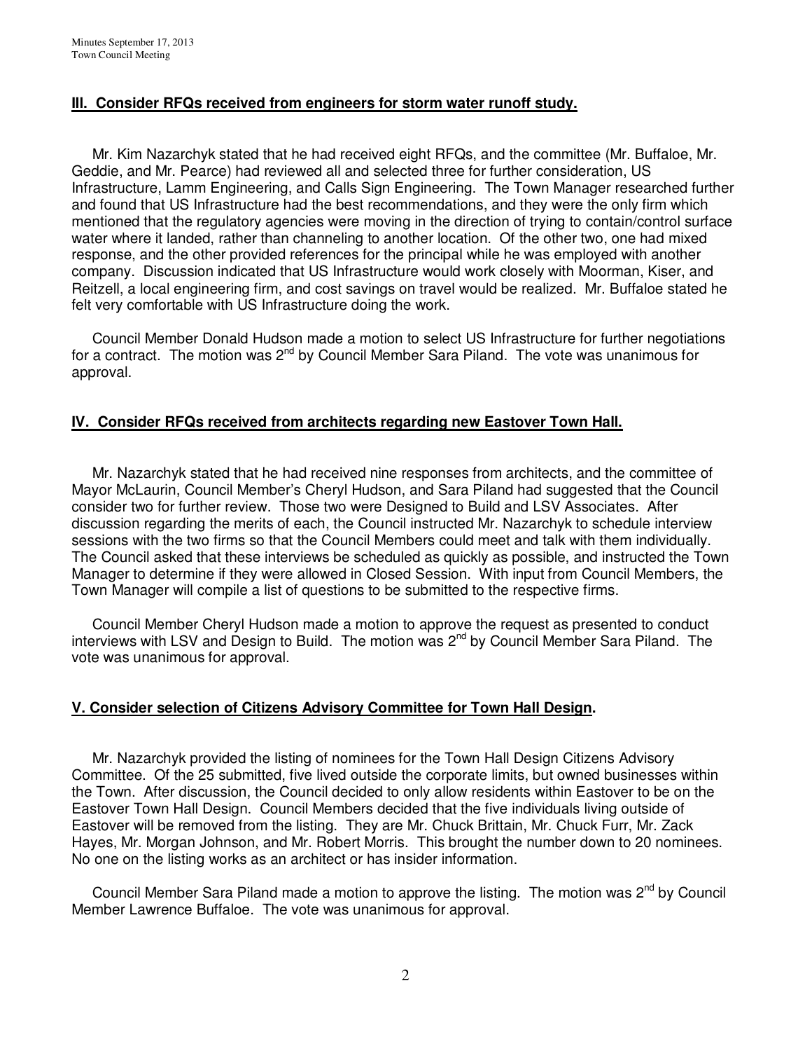## III. Consider RFQs received from engineers for storm water runoff study.

Mr. Kim Nazarchyk stated that he had received eight RFQs, and the committee (Mr. Buffaloe, Mr. Geddie, and Mr. Pearce) had reviewed all and selected three for further consideration, US Infrastructure, Lamm Engineering, and Calls Sign Engineering. The Town Manager researched further and found that US Infrastructure had the best recommendations, and they were the only firm which mentioned that the regulatory agencies were moving in the direction of trying to contain/control surface water where it landed, rather than channeling to another location. Of the other two, one had mixed response, and the other provided references for the principal while he was employed with another company. Discussion indicated that US Infrastructure would work closely with Moorman, Kiser, and Reitzell, a local engineering firm, and cost savings on travel would be realized. Mr. Buffaloe stated he felt very comfortable with US Infrastructure doing the work.

Council Member Donald Hudson made a motion to select US Infrastructure for further negotiations for a contract. The motion was 2nd by Council Member Sara Piland. The vote was unanimous for approval.

## IV. Consider RFQs received from architects regarding new Eastover Town Hall.

Mr. Nazarchyk stated that he had received nine responses from architects, and the committee of Mayor McLaurin, Council Member's Cheryl Hudson, and Sara Piland had suggested that the Council consider two for further review. Those two were Designed to Build and LSV Associates. After discussion regarding the merits of each, the Council instructed Mr. Nazarchyk to schedule interview sessions with the two firms so that the Council Members could meet and talk with them individually. The Council asked that these interviews be scheduled as quickly as possible, and instructed the Town Manager to determine if they were allowed in Closed Session. With input from Council Members, the Town Manager will compile a list of questions to be submitted to the respective firms.

Council Member Cheryl Hudson made a motion to approve the request as presented to conduct interviews with LSV and Design to Build. The motion was 2nd by Council Member Sara Piland. The vote was unanimous for approval.

## V. Consider selection of Citizens Advisory Committee for Town Hall Design.

Mr. Nazarchyk provided the listing of nominees for the Town Hall Design Citizens Advisory Committee. Of the 25 submitted, five lived outside the corporate limits, but owned businesses within the Town. After discussion, the Council decided to only allow residents within Eastover to be on the Eastover Town Hall Design. Council Members decided that the five individuals living outside of Eastover will be removed from the listing. They are Mr. Chuck Brittain, Mr. Chuck Furr, Mr. Zack Hayes, Mr. Morgan Johnson, and Mr. Robert Morris. This brought the number down to 20 nominees. No one on the listing works as an architect or has insider information.

Council Member Sara Piland made a motion to approve the listing. The motion was 2nd by Council Member Lawrence Buffaloe. The vote was unanimous for approval.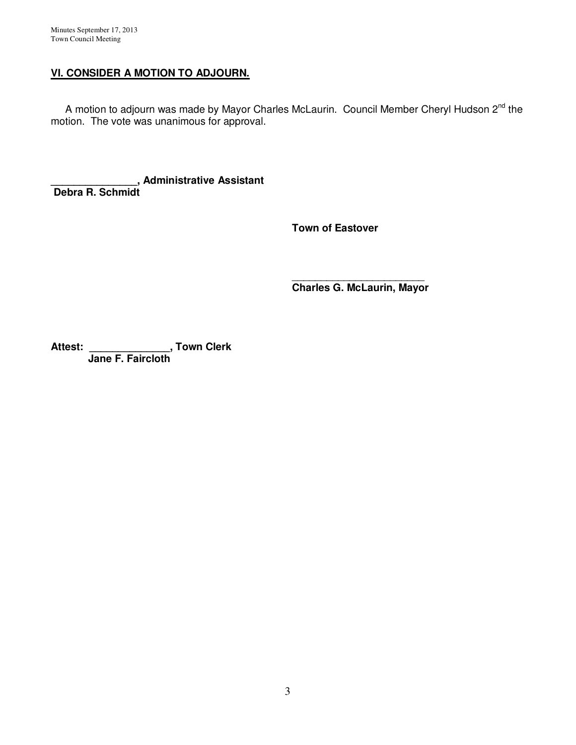## VI. CONSIDER A MOTION TO ADJOURN.

A motion to adjourn was made by Mayor Charles McLaurin. Council Member Cheryl Hudson 2nd the motion. The vote was unanimous for approval.

**_______________, Administrative Assistant**
**Debra R. Schmidt**

**Town of Eastover**

________________________
**Charles G. McLaurin, Mayor**

**Attest: ______________, Town Clerk**
**Jane F. Faircloth**